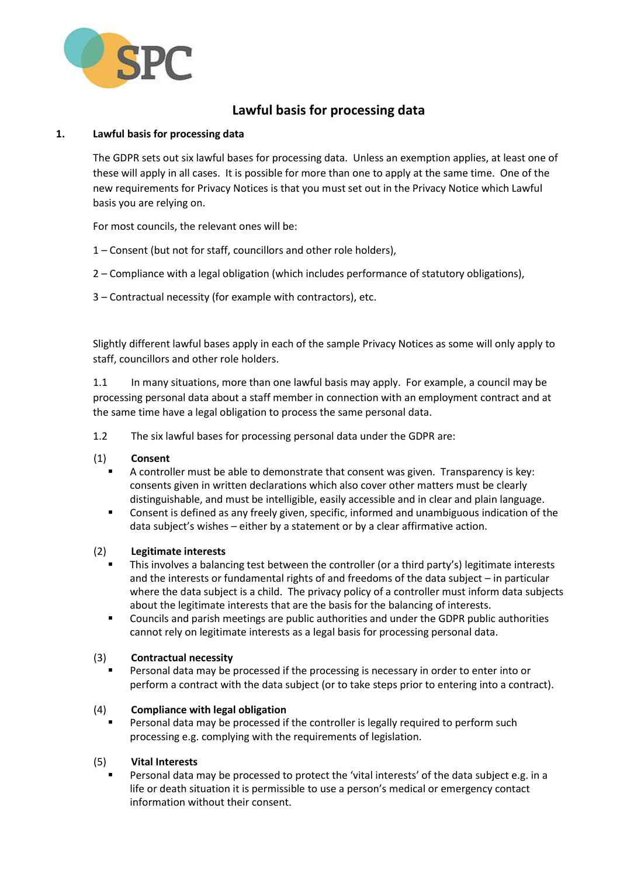# Lawful basis for processing data

## 1. Lawful basis for processing data

The GDPR sets out six lawful bases for processing data. Unless an exemption applies, at least one of these will apply in all cases. It is possible for more than one to apply at the same time. One of the new requirements for Privacy Notices is that you must set out in the Privacy Notice which Lawful basis you are relying on.

For most councils, the relevant ones will be:

1 – Consent (but not for staff, councillors and other role holders),

2 – Compliance with a legal obligation (which includes performance of statutory obligations),

3 – Contractual necessity (for example with contractors), etc.

Slightly different lawful bases apply in each of the sample Privacy Notices as some will only apply to staff, councillors and other role holders.

1.1 In many situations, more than one lawful basis may apply. For example, a council may be processing personal data about a staff member in connection with an employment contract and at the same time have a legal obligation to process the same personal data.

1.2 The six lawful bases for processing personal data under the GDPR are:

(1) **Consent**

- A controller must be able to demonstrate that consent was given. Transparency is key: consents given in written declarations which also cover other matters must be clearly distinguishable, and must be intelligible, easily accessible and in clear and plain language.
- Consent is defined as any freely given, specific, informed and unambiguous indication of the data subject's wishes – either by a statement or by a clear affirmative action.

(2) **Legitimate interests**

- This involves a balancing test between the controller (or a third party's) legitimate interests and the interests or fundamental rights of and freedoms of the data subject – in particular where the data subject is a child. The privacy policy of a controller must inform data subjects about the legitimate interests that are the basis for the balancing of interests.
- Councils and parish meetings are public authorities and under the GDPR public authorities cannot rely on legitimate interests as a legal basis for processing personal data.

(3) **Contractual necessity**

- Personal data may be processed if the processing is necessary in order to enter into or perform a contract with the data subject (or to take steps prior to entering into a contract).

(4) **Compliance with legal obligation**

- Personal data may be processed if the controller is legally required to perform such processing e.g. complying with the requirements of legislation.

(5) **Vital Interests**

- Personal data may be processed to protect the 'vital interests' of the data subject e.g. in a life or death situation it is permissible to use a person's medical or emergency contact information without their consent.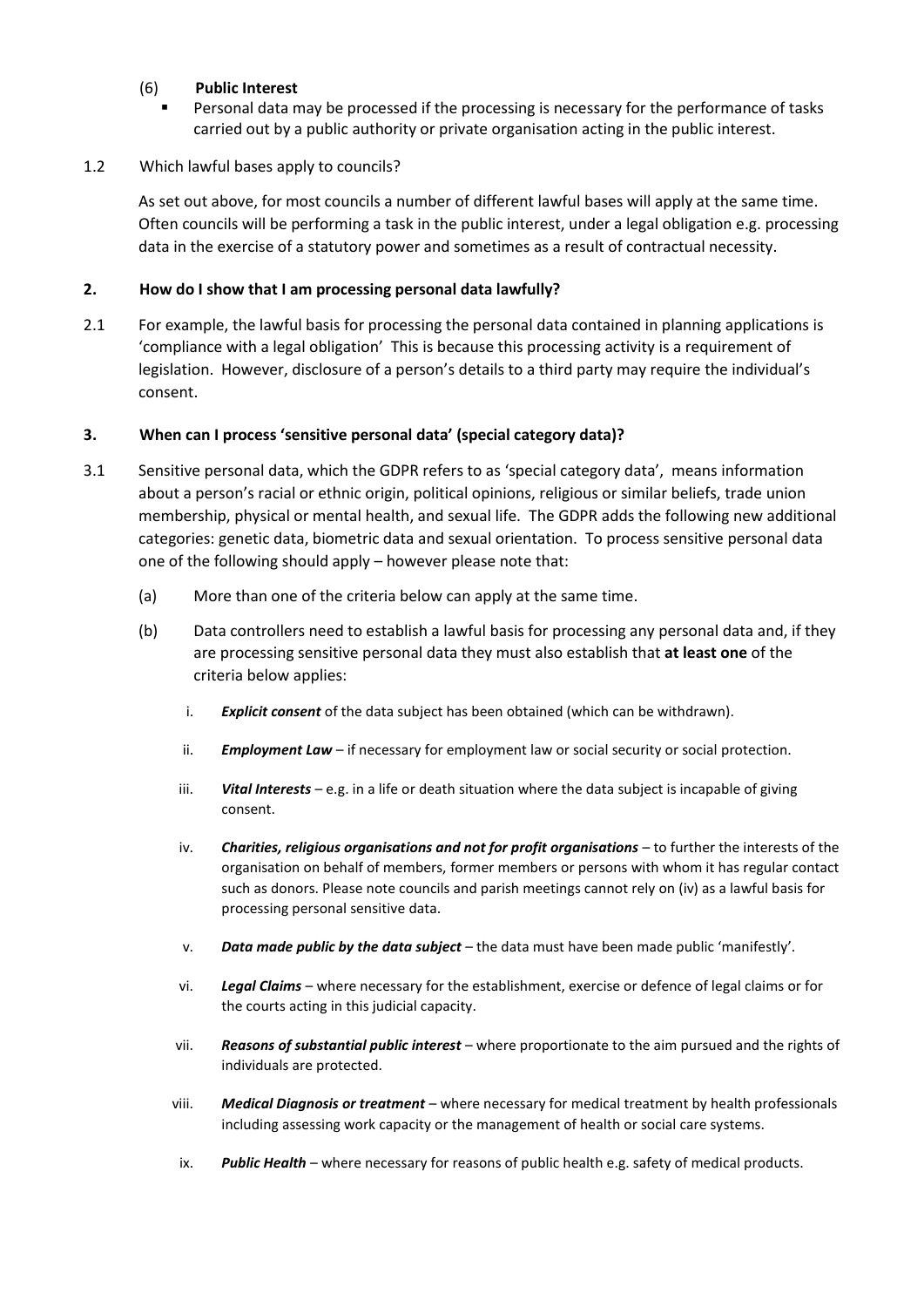(6) **Public Interest**

- Personal data may be processed if the processing is necessary for the performance of tasks carried out by a public authority or private organisation acting in the public interest.

1.2 Which lawful bases apply to councils?

As set out above, for most councils a number of different lawful bases will apply at the same time. Often councils will be performing a task in the public interest, under a legal obligation e.g. processing data in the exercise of a statutory power and sometimes as a result of contractual necessity.

## 2. How do I show that I am processing personal data lawfully?

2.1 For example, the lawful basis for processing the personal data contained in planning applications is 'compliance with a legal obligation' This is because this processing activity is a requirement of legislation. However, disclosure of a person's details to a third party may require the individual's consent.

## 3. When can I process 'sensitive personal data' (special category data)?

3.1 Sensitive personal data, which the GDPR refers to as 'special category data', means information about a person's racial or ethnic origin, political opinions, religious or similar beliefs, trade union membership, physical or mental health, and sexual life. The GDPR adds the following new additional categories: genetic data, biometric data and sexual orientation. To process sensitive personal data one of the following should apply – however please note that:

(a) More than one of the criteria below can apply at the same time.

(b) Data controllers need to establish a lawful basis for processing any personal data and, if they are processing sensitive personal data they must also establish that **at least one** of the criteria below applies:

i. ***Explicit consent*** of the data subject has been obtained (which can be withdrawn).

ii. ***Employment Law*** – if necessary for employment law or social security or social protection.

iii. ***Vital Interests*** – e.g. in a life or death situation where the data subject is incapable of giving consent.

iv. ***Charities, religious organisations and not for profit organisations*** – to further the interests of the organisation on behalf of members, former members or persons with whom it has regular contact such as donors. Please note councils and parish meetings cannot rely on (iv) as a lawful basis for processing personal sensitive data.

v. ***Data made public by the data subject*** – the data must have been made public 'manifestly'.

vi. ***Legal Claims*** – where necessary for the establishment, exercise or defence of legal claims or for the courts acting in this judicial capacity.

vii. ***Reasons of substantial public interest*** – where proportionate to the aim pursued and the rights of individuals are protected.

viii. ***Medical Diagnosis or treatment*** – where necessary for medical treatment by health professionals including assessing work capacity or the management of health or social care systems.

ix. ***Public Health*** – where necessary for reasons of public health e.g. safety of medical products.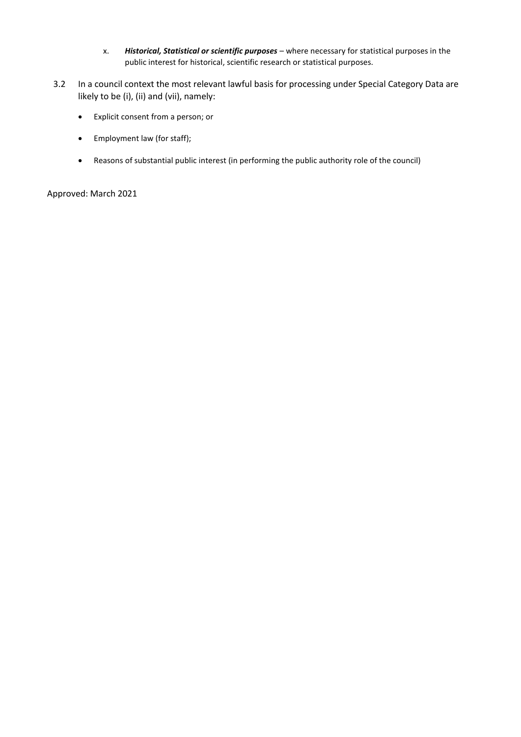x. ***Historical, Statistical or scientific purposes*** – where necessary for statistical purposes in the public interest for historical, scientific research or statistical purposes.

3.2 In a council context the most relevant lawful basis for processing under Special Category Data are likely to be (i), (ii) and (vii), namely:

- Explicit consent from a person; or
- Employment law (for staff);
- Reasons of substantial public interest (in performing the public authority role of the council)

Approved: March 2021